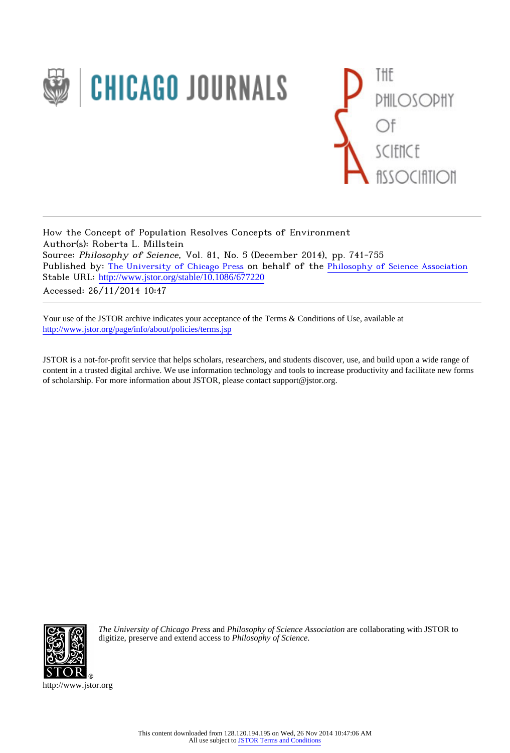How the Concept of Population Resolves Concepts of Environment
Author(s): Roberta L. Millstein
Source: *Philosophy of Science*, Vol. 81, No. 5 (December 2014), pp. 741-755
Published by: The University of Chicago Press on behalf of the Philosophy of Science Association
Stable URL: http://www.jstor.org/stable/10.1086/677220
Accessed: 26/11/2014 10:47

Your use of the JSTOR archive indicates your acceptance of the Terms & Conditions of Use, available at
http://www.jstor.org/page/info/about/policies/terms.jsp

JSTOR is a not-for-profit service that helps scholars, researchers, and students discover, use, and build upon a wide range of content in a trusted digital archive. We use information technology and tools to increase productivity and facilitate new forms of scholarship. For more information about JSTOR, please contact support@jstor.org.

*The University of Chicago Press* and *Philosophy of Science Association* are collaborating with JSTOR to digitize, preserve and extend access to *Philosophy of Science*.

http://www.jstor.org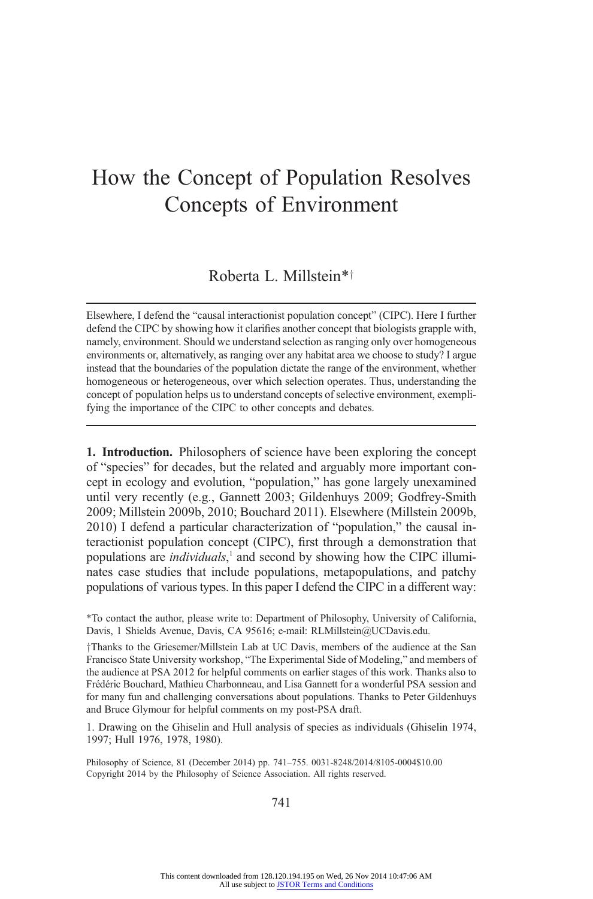# How the Concept of Population Resolves Concepts of Environment

Roberta L. Millstein*†

Elsewhere, I defend the "causal interactionist population concept" (CIPC). Here I further defend the CIPC by showing how it clarifies another concept that biologists grapple with, namely, environment. Should we understand selection as ranging only over homogeneous environments or, alternatively, as ranging over any habitat area we choose to study? I argue instead that the boundaries of the population dictate the range of the environment, whether homogeneous or heterogeneous, over which selection operates. Thus, understanding the concept of population helps us to understand concepts of selective environment, exemplifying the importance of the CIPC to other concepts and debates.

**1. Introduction.** Philosophers of science have been exploring the concept of "species" for decades, but the related and arguably more important concept in ecology and evolution, "population," has gone largely unexamined until very recently (e.g., Gannett 2003; Gildenhuys 2009; Godfrey-Smith 2009; Millstein 2009b, 2010; Bouchard 2011). Elsewhere (Millstein 2009b, 2010) I defend a particular characterization of "population," the causal interactionist population concept (CIPC), first through a demonstration that populations are *individuals*,[1] and second by showing how the CIPC illuminates case studies that include populations, metapopulations, and patchy populations of various types. In this paper I defend the CIPC in a different way:

*To contact the author, please write to: Department of Philosophy, University of California, Davis, 1 Shields Avenue, Davis, CA 95616; e-mail: RLMillstein@UCDavis.edu.

†Thanks to the Griesemer/Millstein Lab at UC Davis, members of the audience at the San Francisco State University workshop, "The Experimental Side of Modeling," and members of the audience at PSA 2012 for helpful comments on earlier stages of this work. Thanks also to Frédéric Bouchard, Mathieu Charbonneau, and Lisa Gannett for a wonderful PSA session and for many fun and challenging conversations about populations. Thanks to Peter Gildenhuys and Bruce Glymour for helpful comments on my post-PSA draft.

1. Drawing on the Ghiselin and Hull analysis of species as individuals (Ghiselin 1974, 1997; Hull 1976, 1978, 1980).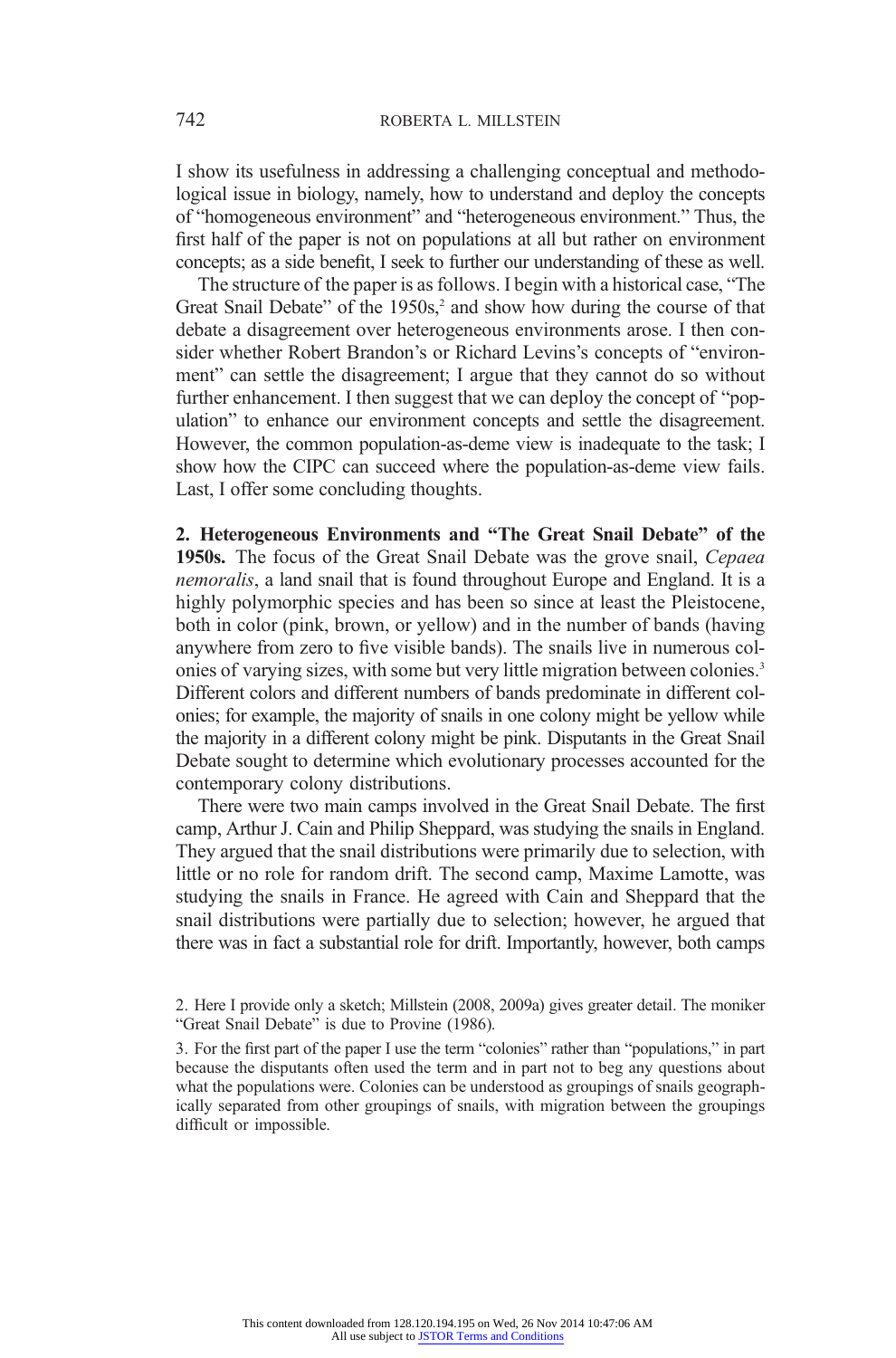I show its usefulness in addressing a challenging conceptual and methodological issue in biology, namely, how to understand and deploy the concepts of "homogeneous environment" and "heterogeneous environment." Thus, the first half of the paper is not on populations at all but rather on environment concepts; as a side benefit, I seek to further our understanding of these as well.

The structure of the paper is as follows. I begin with a historical case, "The Great Snail Debate" of the 1950s,[2] and show how during the course of that debate a disagreement over heterogeneous environments arose. I then consider whether Robert Brandon's or Richard Levins's concepts of "environment" can settle the disagreement; I argue that they cannot do so without further enhancement. I then suggest that we can deploy the concept of "population" to enhance our environment concepts and settle the disagreement. However, the common population-as-deme view is inadequate to the task; I show how the CIPC can succeed where the population-as-deme view fails. Last, I offer some concluding thoughts.

**2. Heterogeneous Environments and "The Great Snail Debate" of the 1950s.** The focus of the Great Snail Debate was the grove snail, *Cepaea nemoralis*, a land snail that is found throughout Europe and England. It is a highly polymorphic species and has been so since at least the Pleistocene, both in color (pink, brown, or yellow) and in the number of bands (having anywhere from zero to five visible bands). The snails live in numerous colonies of varying sizes, with some but very little migration between colonies.[3] Different colors and different numbers of bands predominate in different colonies; for example, the majority of snails in one colony might be yellow while the majority in a different colony might be pink. Disputants in the Great Snail Debate sought to determine which evolutionary processes accounted for the contemporary colony distributions.

There were two main camps involved in the Great Snail Debate. The first camp, Arthur J. Cain and Philip Sheppard, was studying the snails in England. They argued that the snail distributions were primarily due to selection, with little or no role for random drift. The second camp, Maxime Lamotte, was studying the snails in France. He agreed with Cain and Sheppard that the snail distributions were partially due to selection; however, he argued that there was in fact a substantial role for drift. Importantly, however, both camps

2. Here I provide only a sketch; Millstein (2008, 2009a) gives greater detail. The moniker "Great Snail Debate" is due to Provine (1986).

3. For the first part of the paper I use the term "colonies" rather than "populations," in part because the disputants often used the term and in part not to beg any questions about what the populations were. Colonies can be understood as groupings of snails geographically separated from other groupings of snails, with migration between the groupings difficult or impossible.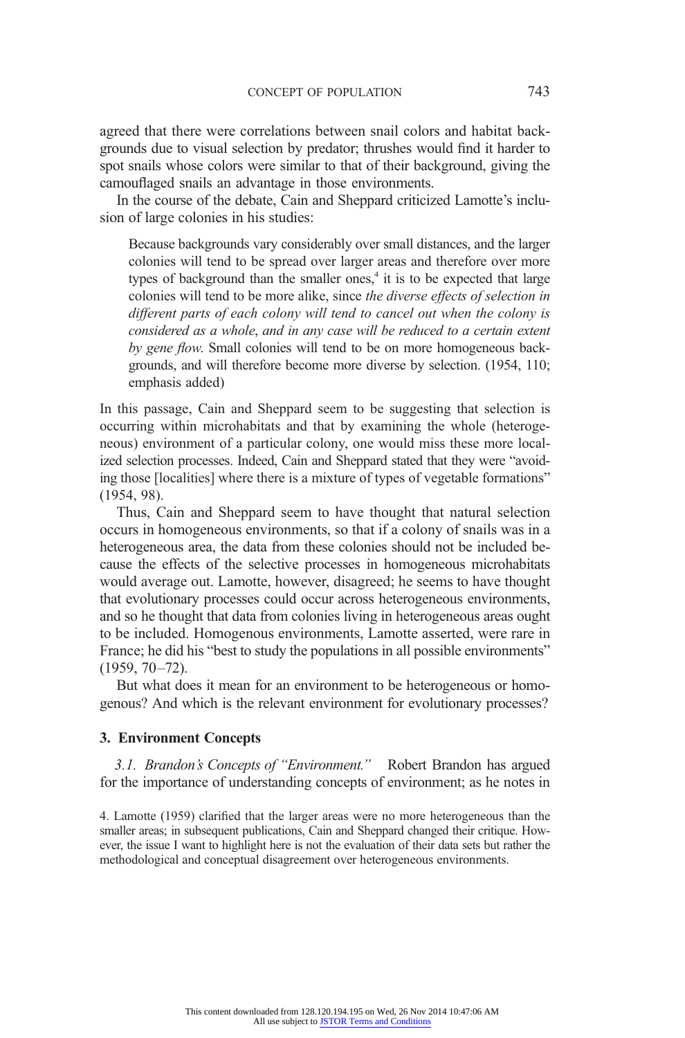agreed that there were correlations between snail colors and habitat backgrounds due to visual selection by predator; thrushes would find it harder to spot snails whose colors were similar to that of their background, giving the camouflaged snails an advantage in those environments.

In the course of the debate, Cain and Sheppard criticized Lamotte's inclusion of large colonies in his studies:

> Because backgrounds vary considerably over small distances, and the larger colonies will tend to be spread over larger areas and therefore over more types of background than the smaller ones,[4] it is to be expected that large colonies will tend to be more alike, since *the diverse effects of selection in different parts of each colony will tend to cancel out when the colony is considered as a whole*, and in any case will be reduced to a certain extent *by gene flow*. Small colonies will tend to be on more homogeneous backgrounds, and will therefore become more diverse by selection. (1954, 110; emphasis added)

In this passage, Cain and Sheppard seem to be suggesting that selection is occurring within microhabitats and that by examining the whole (heterogeneous) environment of a particular colony, one would miss these more localized selection processes. Indeed, Cain and Sheppard stated that they were "avoiding those [localities] where there is a mixture of types of vegetable formations" (1954, 98).

Thus, Cain and Sheppard seem to have thought that natural selection occurs in homogeneous environments, so that if a colony of snails was in a heterogeneous area, the data from these colonies should not be included because the effects of the selective processes in homogeneous microhabitats would average out. Lamotte, however, disagreed; he seems to have thought that evolutionary processes could occur across heterogeneous environments, and so he thought that data from colonies living in heterogeneous areas ought to be included. Homogenous environments, Lamotte asserted, were rare in France; he did his "best to study the populations in all possible environments" (1959, 70–72).

But what does it mean for an environment to be heterogeneous or homogenous? And which is the relevant environment for evolutionary processes?

## 3. Environment Concepts

*3.1. Brandon's Concepts of "Environment."* Robert Brandon has argued for the importance of understanding concepts of environment; as he notes in

4. Lamotte (1959) clarified that the larger areas were no more heterogeneous than the smaller areas; in subsequent publications, Cain and Sheppard changed their critique. However, the issue I want to highlight here is not the evaluation of their data sets but rather the methodological and conceptual disagreement over heterogeneous environments.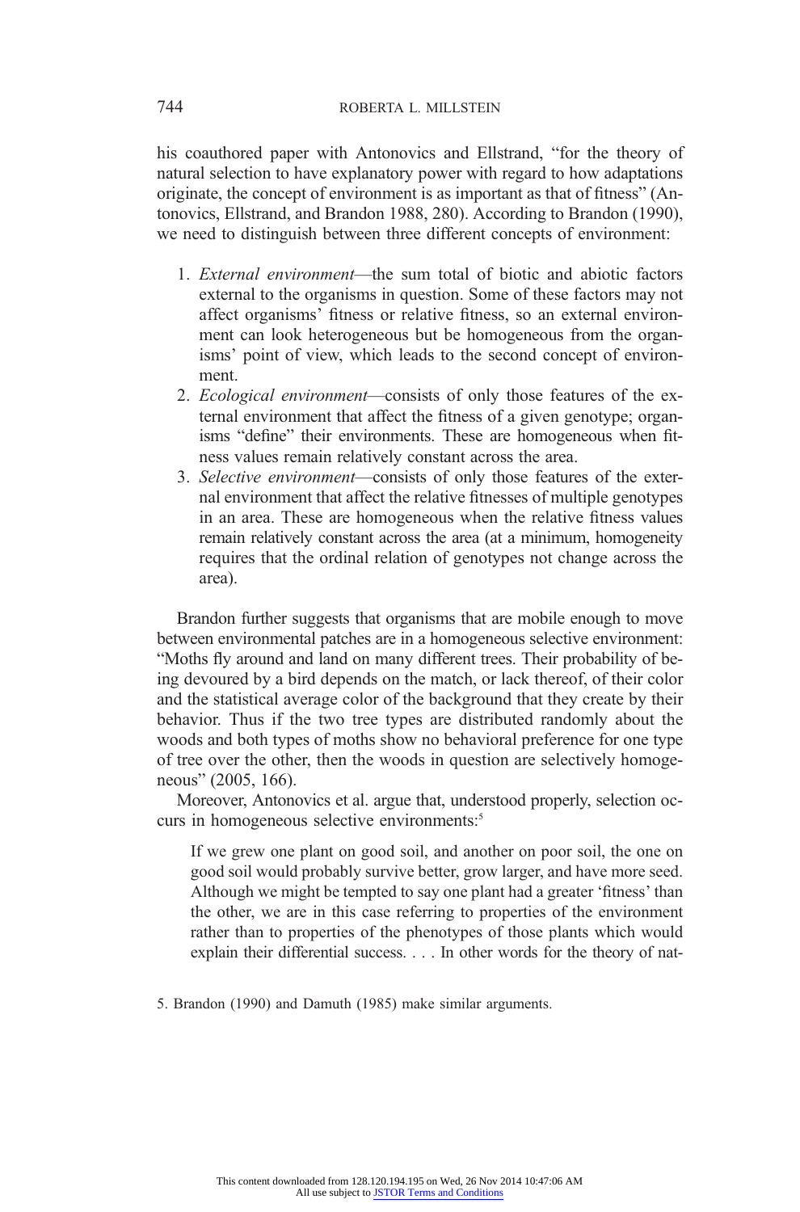his coauthored paper with Antonovics and Ellstrand, "for the theory of natural selection to have explanatory power with regard to how adaptations originate, the concept of environment is as important as that of fitness" (Antonovics, Ellstrand, and Brandon 1988, 280). According to Brandon (1990), we need to distinguish between three different concepts of environment:

1. *External environment*—the sum total of biotic and abiotic factors external to the organisms in question. Some of these factors may not affect organisms' fitness or relative fitness, so an external environment can look heterogeneous but be homogeneous from the organisms' point of view, which leads to the second concept of environment.
2. *Ecological environment*—consists of only those features of the external environment that affect the fitness of a given genotype; organisms "define" their environments. These are homogeneous when fitness values remain relatively constant across the area.
3. *Selective environment*—consists of only those features of the external environment that affect the relative fitnesses of multiple genotypes in an area. These are homogeneous when the relative fitness values remain relatively constant across the area (at a minimum, homogeneity requires that the ordinal relation of genotypes not change across the area).

Brandon further suggests that organisms that are mobile enough to move between environmental patches are in a homogeneous selective environment: "Moths fly around and land on many different trees. Their probability of being devoured by a bird depends on the match, or lack thereof, of their color and the statistical average color of the background that they create by their behavior. Thus if the two tree types are distributed randomly about the woods and both types of moths show no behavioral preference for one type of tree over the other, then the woods in question are selectively homogeneous" (2005, 166).

Moreover, Antonovics et al. argue that, understood properly, selection occurs in homogeneous selective environments:[5]

> If we grew one plant on good soil, and another on poor soil, the one on good soil would probably survive better, grow larger, and have more seed. Although we might be tempted to say one plant had a greater 'fitness' than the other, we are in this case referring to properties of the environment rather than to properties of the phenotypes of those plants which would explain their differential success. . . . In other words for the theory of nat-

5. Brandon (1990) and Damuth (1985) make similar arguments.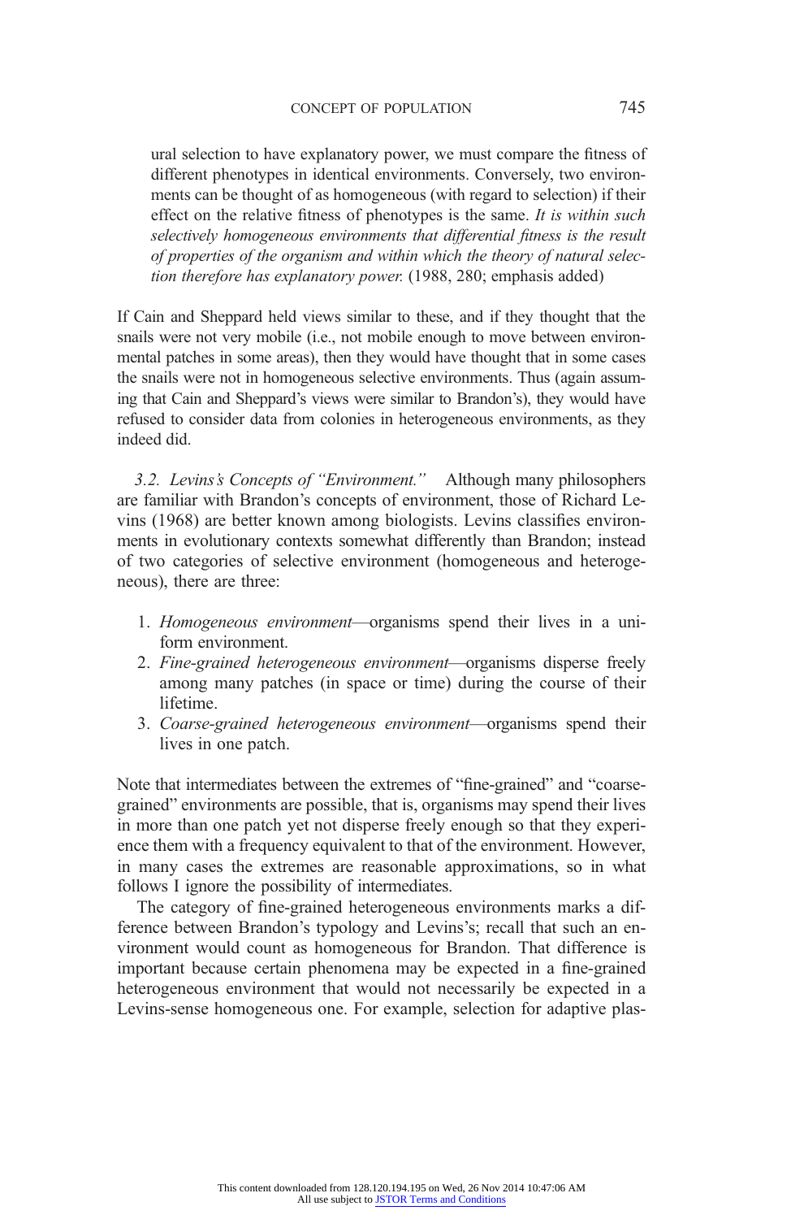> ural selection to have explanatory power, we must compare the fitness of different phenotypes in identical environments. Conversely, two environments can be thought of as homogeneous (with regard to selection) if their effect on the relative fitness of phenotypes is the same. *It is within such selectively homogeneous environments that differential fitness is the result of properties of the organism and within which the theory of natural selection therefore has explanatory power.* (1988, 280; emphasis added)

If Cain and Sheppard held views similar to these, and if they thought that the snails were not very mobile (i.e., not mobile enough to move between environmental patches in some areas), then they would have thought that in some cases the snails were not in homogeneous selective environments. Thus (again assuming that Cain and Sheppard's views were similar to Brandon's), they would have refused to consider data from colonies in heterogeneous environments, as they indeed did.

*3.2. Levins's Concepts of "Environment."* Although many philosophers are familiar with Brandon's concepts of environment, those of Richard Levins (1968) are better known among biologists. Levins classifies environments in evolutionary contexts somewhat differently than Brandon; instead of two categories of selective environment (homogeneous and heterogeneous), there are three:

1. *Homogeneous environment*—organisms spend their lives in a uniform environment.
2. *Fine-grained heterogeneous environment*—organisms disperse freely among many patches (in space or time) during the course of their lifetime.
3. *Coarse-grained heterogeneous environment*—organisms spend their lives in one patch.

Note that intermediates between the extremes of "fine-grained" and "coarse-grained" environments are possible, that is, organisms may spend their lives in more than one patch yet not disperse freely enough so that they experience them with a frequency equivalent to that of the environment. However, in many cases the extremes are reasonable approximations, so in what follows I ignore the possibility of intermediates.

The category of fine-grained heterogeneous environments marks a difference between Brandon's typology and Levins's; recall that such an environment would count as homogeneous for Brandon. That difference is important because certain phenomena may be expected in a fine-grained heterogeneous environment that would not necessarily be expected in a Levins-sense homogeneous one. For example, selection for adaptive plas-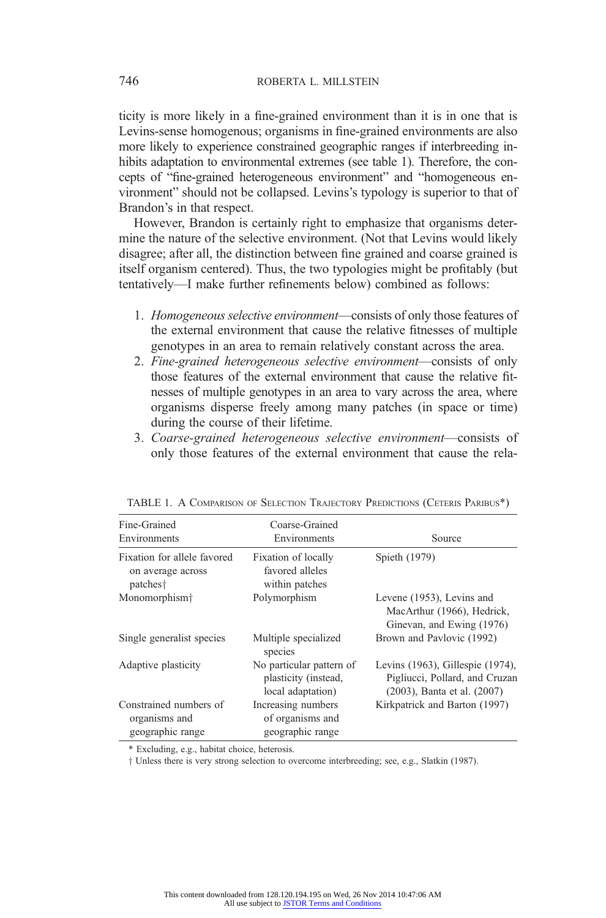ticity is more likely in a fine-grained environment than it is in one that is Levins-sense homogenous; organisms in fine-grained environments are also more likely to experience constrained geographic ranges if interbreeding inhibits adaptation to environmental extremes (see table 1). Therefore, the concepts of "fine-grained heterogeneous environment" and "homogeneous environment" should not be collapsed. Levins's typology is superior to that of Brandon's in that respect.

However, Brandon is certainly right to emphasize that organisms determine the nature of the selective environment. (Not that Levins would likely disagree; after all, the distinction between fine grained and coarse grained is itself organism centered). Thus, the two typologies might be profitably (but tentatively—I make further refinements below) combined as follows:

1. *Homogeneous selective environment*—consists of only those features of the external environment that cause the relative fitnesses of multiple genotypes in an area to remain relatively constant across the area.
2. *Fine-grained heterogeneous selective environment*—consists of only those features of the external environment that cause the relative fitnesses of multiple genotypes in an area to vary across the area, where organisms disperse freely among many patches (in space or time) during the course of their lifetime.
3. *Coarse-grained heterogeneous selective environment*—consists of only those features of the external environment that cause the rela-

TABLE 1. A Comparison of Selection Trajectory Predictions (Ceteris Paribus*)

| Fine-Grained Environments | Coarse-Grained Environments | Source |
|---|---|---|
| Fixation for allele favored on average across patches† | Fixation of locally favored alleles within patches | Spieth (1979) |
| Monomorphism† | Polymorphism | Levene (1953), Levins and MacArthur (1966), Hedrick, Ginevan, and Ewing (1976) |
| Single generalist species | Multiple specialized species | Brown and Pavlovic (1992) |
| Adaptive plasticity | No particular pattern of plasticity (instead, local adaptation) | Levins (1963), Gillespie (1974), Pigliucci, Pollard, and Cruzan (2003), Banta et al. (2007) |
| Constrained numbers of organisms and geographic range | Increasing numbers of organisms and geographic range | Kirkpatrick and Barton (1997) |

* Excluding, e.g., habitat choice, heterosis.

† Unless there is very strong selection to overcome interbreeding; see, e.g., Slatkin (1987).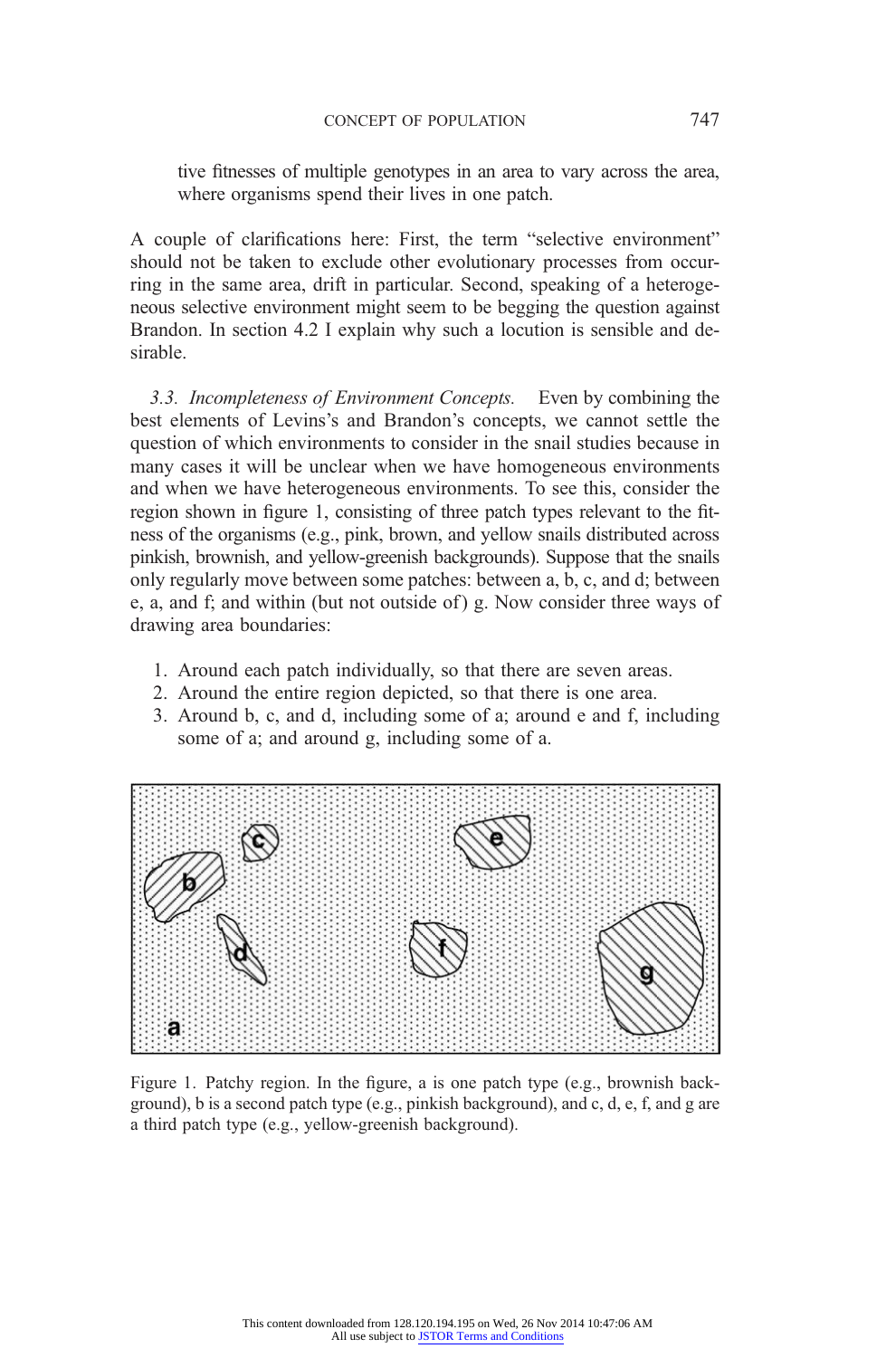tive fitnesses of multiple genotypes in an area to vary across the area, where organisms spend their lives in one patch.

A couple of clarifications here: First, the term "selective environment" should not be taken to exclude other evolutionary processes from occurring in the same area, drift in particular. Second, speaking of a heterogeneous selective environment might seem to be begging the question against Brandon. In section 4.2 I explain why such a locution is sensible and desirable.

*3.3. Incompleteness of Environment Concepts.* Even by combining the best elements of Levins's and Brandon's concepts, we cannot settle the question of which environments to consider in the snail studies because in many cases it will be unclear when we have homogeneous environments and when we have heterogeneous environments. To see this, consider the region shown in figure 1, consisting of three patch types relevant to the fitness of the organisms (e.g., pink, brown, and yellow snails distributed across pinkish, brownish, and yellow-greenish backgrounds). Suppose that the snails only regularly move between some patches: between a, b, c, and d; between e, a, and f; and within (but not outside of) g. Now consider three ways of drawing area boundaries:

1. Around each patch individually, so that there are seven areas.
2. Around the entire region depicted, so that there is one area.
3. Around b, c, and d, including some of a; around e and f, including some of a; and around g, including some of a.

Figure 1. Patchy region. In the figure, a is one patch type (e.g., brownish background), b is a second patch type (e.g., pinkish background), and c, d, e, f, and g are a third patch type (e.g., yellow-greenish background).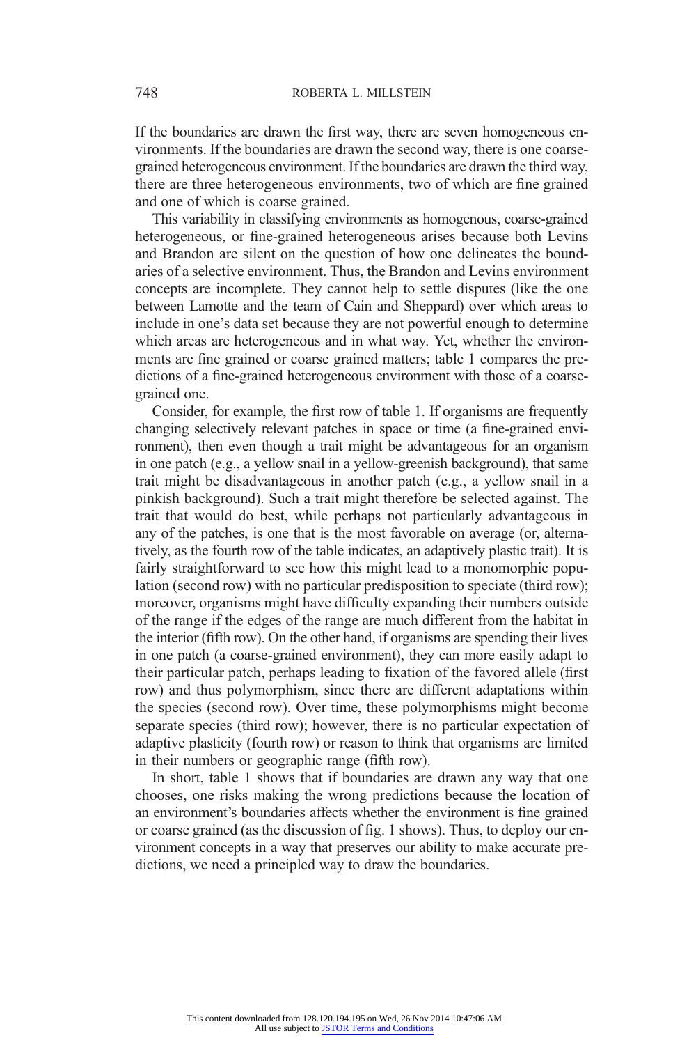If the boundaries are drawn the first way, there are seven homogeneous environments. If the boundaries are drawn the second way, there is one coarse-grained heterogeneous environment. If the boundaries are drawn the third way, there are three heterogeneous environments, two of which are fine grained and one of which is coarse grained.

This variability in classifying environments as homogenous, coarse-grained heterogeneous, or fine-grained heterogeneous arises because both Levins and Brandon are silent on the question of how one delineates the boundaries of a selective environment. Thus, the Brandon and Levins environment concepts are incomplete. They cannot help to settle disputes (like the one between Lamotte and the team of Cain and Sheppard) over which areas to include in one's data set because they are not powerful enough to determine which areas are heterogeneous and in what way. Yet, whether the environments are fine grained or coarse grained matters; table 1 compares the predictions of a fine-grained heterogeneous environment with those of a coarse-grained one.

Consider, for example, the first row of table 1. If organisms are frequently changing selectively relevant patches in space or time (a fine-grained environment), then even though a trait might be advantageous for an organism in one patch (e.g., a yellow snail in a yellow-greenish background), that same trait might be disadvantageous in another patch (e.g., a yellow snail in a pinkish background). Such a trait might therefore be selected against. The trait that would do best, while perhaps not particularly advantageous in any of the patches, is one that is the most favorable on average (or, alternatively, as the fourth row of the table indicates, an adaptively plastic trait). It is fairly straightforward to see how this might lead to a monomorphic population (second row) with no particular predisposition to speciate (third row); moreover, organisms might have difficulty expanding their numbers outside of the range if the edges of the range are much different from the habitat in the interior (fifth row). On the other hand, if organisms are spending their lives in one patch (a coarse-grained environment), they can more easily adapt to their particular patch, perhaps leading to fixation of the favored allele (first row) and thus polymorphism, since there are different adaptations within the species (second row). Over time, these polymorphisms might become separate species (third row); however, there is no particular expectation of adaptive plasticity (fourth row) or reason to think that organisms are limited in their numbers or geographic range (fifth row).

In short, table 1 shows that if boundaries are drawn any way that one chooses, one risks making the wrong predictions because the location of an environment's boundaries affects whether the environment is fine grained or coarse grained (as the discussion of fig. 1 shows). Thus, to deploy our environment concepts in a way that preserves our ability to make accurate predictions, we need a principled way to draw the boundaries.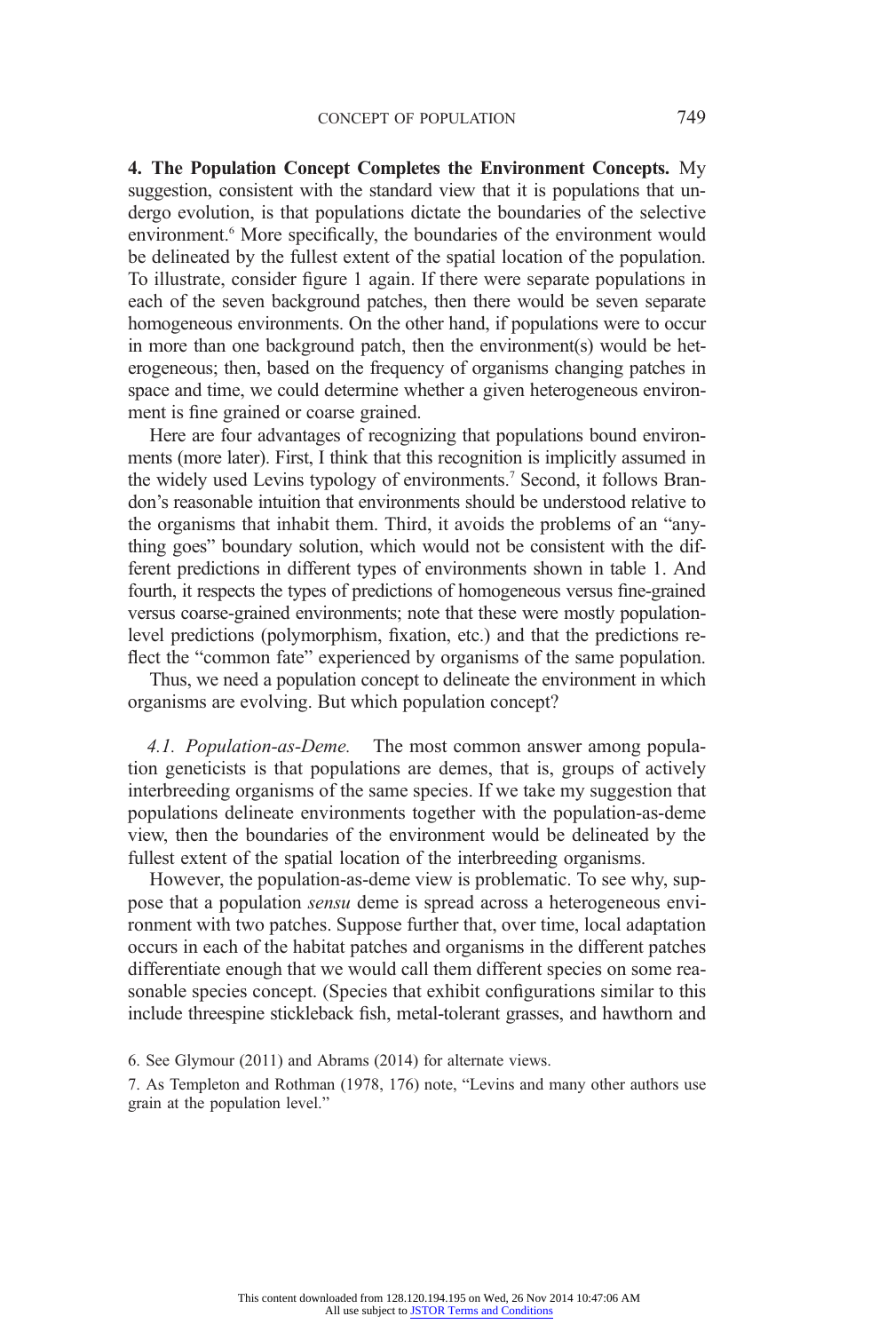**4. The Population Concept Completes the Environment Concepts.** My suggestion, consistent with the standard view that it is populations that undergo evolution, is that populations dictate the boundaries of the selective environment.[6] More specifically, the boundaries of the environment would be delineated by the fullest extent of the spatial location of the population. To illustrate, consider figure 1 again. If there were separate populations in each of the seven background patches, then there would be seven separate homogeneous environments. On the other hand, if populations were to occur in more than one background patch, then the environment(s) would be heterogeneous; then, based on the frequency of organisms changing patches in space and time, we could determine whether a given heterogeneous environment is fine grained or coarse grained.

Here are four advantages of recognizing that populations bound environments (more later). First, I think that this recognition is implicitly assumed in the widely used Levins typology of environments.[7] Second, it follows Brandon's reasonable intuition that environments should be understood relative to the organisms that inhabit them. Third, it avoids the problems of an "anything goes" boundary solution, which would not be consistent with the different predictions in different types of environments shown in table 1. And fourth, it respects the types of predictions of homogeneous versus fine-grained versus coarse-grained environments; note that these were mostly population-level predictions (polymorphism, fixation, etc.) and that the predictions reflect the "common fate" experienced by organisms of the same population.

Thus, we need a population concept to delineate the environment in which organisms are evolving. But which population concept?

*4.1. Population-as-Deme.* The most common answer among population geneticists is that populations are demes, that is, groups of actively interbreeding organisms of the same species. If we take my suggestion that populations delineate environments together with the population-as-deme view, then the boundaries of the environment would be delineated by the fullest extent of the spatial location of the interbreeding organisms.

However, the population-as-deme view is problematic. To see why, suppose that a population *sensu* deme is spread across a heterogeneous environment with two patches. Suppose further that, over time, local adaptation occurs in each of the habitat patches and organisms in the different patches differentiate enough that we would call them different species on some reasonable species concept. (Species that exhibit configurations similar to this include threespine stickleback fish, metal-tolerant grasses, and hawthorn and

6. See Glymour (2011) and Abrams (2014) for alternate views.

7. As Templeton and Rothman (1978, 176) note, "Levins and many other authors use grain at the population level."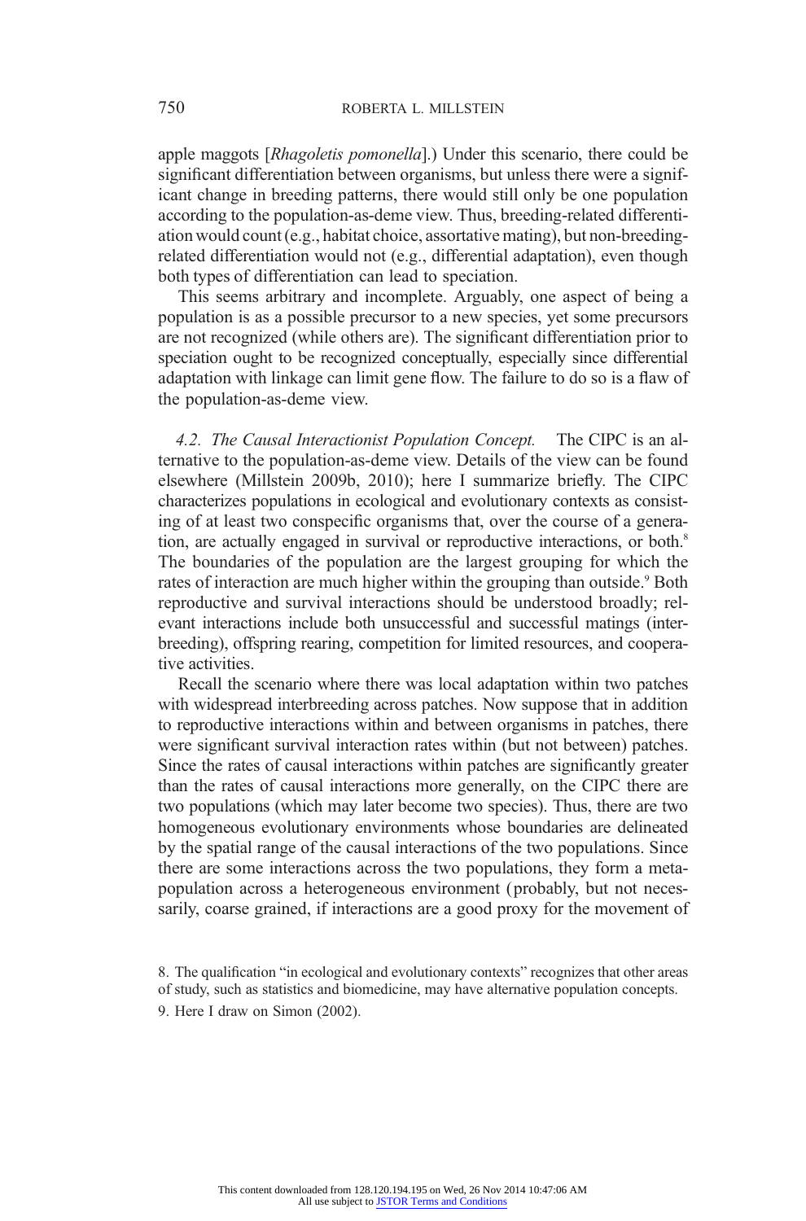apple maggots [*Rhagoletis pomonella*].) Under this scenario, there could be significant differentiation between organisms, but unless there were a significant change in breeding patterns, there would still only be one population according to the population-as-deme view. Thus, breeding-related differentiation would count (e.g., habitat choice, assortative mating), but non-breeding-related differentiation would not (e.g., differential adaptation), even though both types of differentiation can lead to speciation.

This seems arbitrary and incomplete. Arguably, one aspect of being a population is as a possible precursor to a new species, yet some precursors are not recognized (while others are). The significant differentiation prior to speciation ought to be recognized conceptually, especially since differential adaptation with linkage can limit gene flow. The failure to do so is a flaw of the population-as-deme view.

*4.2. The Causal Interactionist Population Concept.* The CIPC is an alternative to the population-as-deme view. Details of the view can be found elsewhere (Millstein 2009b, 2010); here I summarize briefly. The CIPC characterizes populations in ecological and evolutionary contexts as consisting of at least two conspecific organisms that, over the course of a generation, are actually engaged in survival or reproductive interactions, or both.[8] The boundaries of the population are the largest grouping for which the rates of interaction are much higher within the grouping than outside.[9] Both reproductive and survival interactions should be understood broadly; relevant interactions include both unsuccessful and successful matings (interbreeding), offspring rearing, competition for limited resources, and cooperative activities.

Recall the scenario where there was local adaptation within two patches with widespread interbreeding across patches. Now suppose that in addition to reproductive interactions within and between organisms in patches, there were significant survival interaction rates within (but not between) patches. Since the rates of causal interactions within patches are significantly greater than the rates of causal interactions more generally, on the CIPC there are two populations (which may later become two species). Thus, there are two homogeneous evolutionary environments whose boundaries are delineated by the spatial range of the causal interactions of the two populations. Since there are some interactions across the two populations, they form a metapopulation across a heterogeneous environment (probably, but not necessarily, coarse grained, if interactions are a good proxy for the movement of

8. The qualification "in ecological and evolutionary contexts" recognizes that other areas of study, such as statistics and biomedicine, may have alternative population concepts.

9. Here I draw on Simon (2002).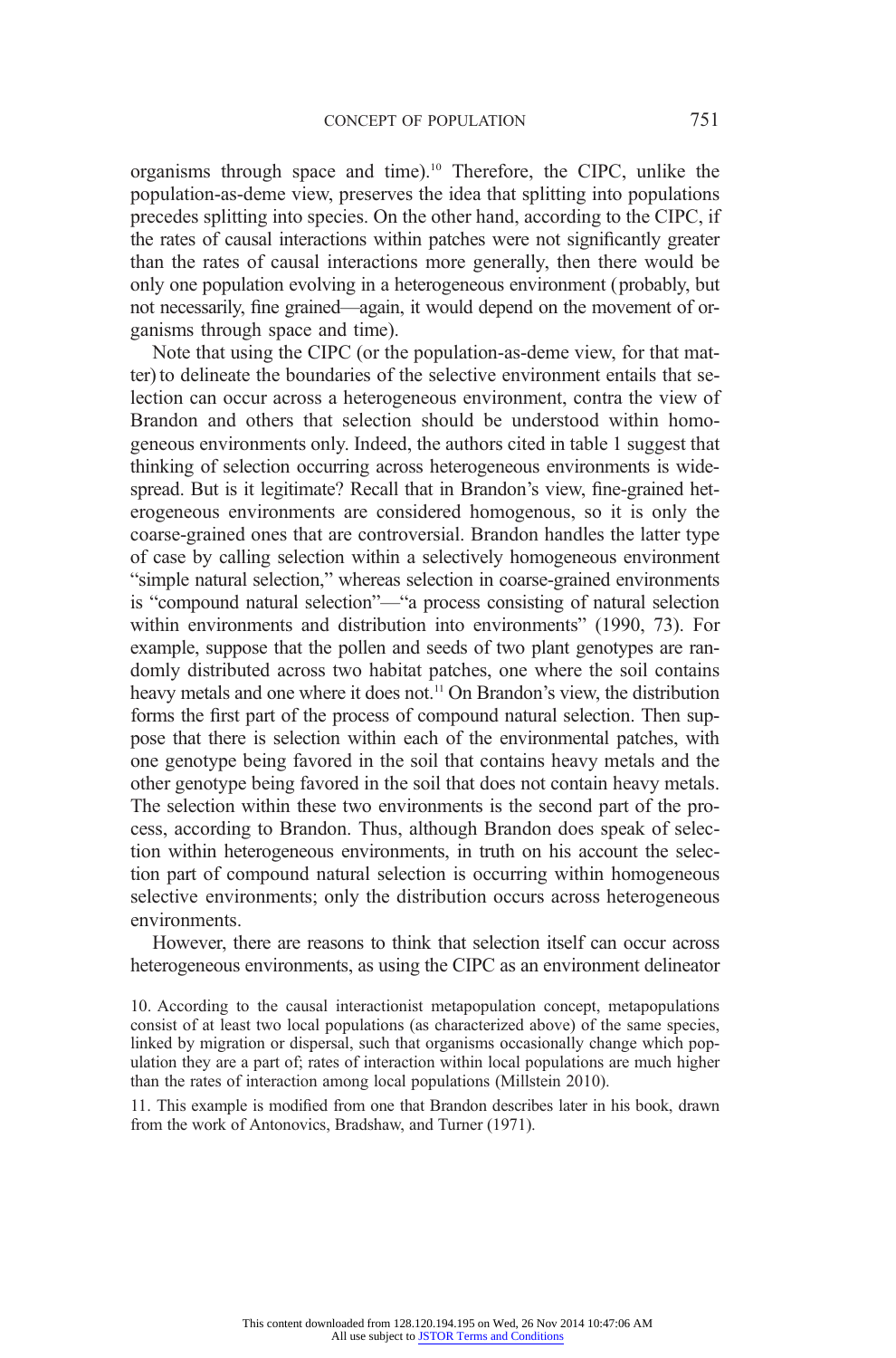organisms through space and time).[10] Therefore, the CIPC, unlike the population-as-deme view, preserves the idea that splitting into populations precedes splitting into species. On the other hand, according to the CIPC, if the rates of causal interactions within patches were not significantly greater than the rates of causal interactions more generally, then there would be only one population evolving in a heterogeneous environment (probably, but not necessarily, fine grained—again, it would depend on the movement of organisms through space and time).

Note that using the CIPC (or the population-as-deme view, for that matter) to delineate the boundaries of the selective environment entails that selection can occur across a heterogeneous environment, contra the view of Brandon and others that selection should be understood within homogeneous environments only. Indeed, the authors cited in table 1 suggest that thinking of selection occurring across heterogeneous environments is widespread. But is it legitimate? Recall that in Brandon's view, fine-grained heterogeneous environments are considered homogenous, so it is only the coarse-grained ones that are controversial. Brandon handles the latter type of case by calling selection within a selectively homogeneous environment "simple natural selection," whereas selection in coarse-grained environments is "compound natural selection"—"a process consisting of natural selection within environments and distribution into environments" (1990, 73). For example, suppose that the pollen and seeds of two plant genotypes are randomly distributed across two habitat patches, one where the soil contains heavy metals and one where it does not.[11] On Brandon's view, the distribution forms the first part of the process of compound natural selection. Then suppose that there is selection within each of the environmental patches, with one genotype being favored in the soil that contains heavy metals and the other genotype being favored in the soil that does not contain heavy metals. The selection within these two environments is the second part of the process, according to Brandon. Thus, although Brandon does speak of selection within heterogeneous environments, in truth on his account the selection part of compound natural selection is occurring within homogeneous selective environments; only the distribution occurs across heterogeneous environments.

However, there are reasons to think that selection itself can occur across heterogeneous environments, as using the CIPC as an environment delineator

10. According to the causal interactionist metapopulation concept, metapopulations consist of at least two local populations (as characterized above) of the same species, linked by migration or dispersal, such that organisms occasionally change which population they are a part of; rates of interaction within local populations are much higher than the rates of interaction among local populations (Millstein 2010).

11. This example is modified from one that Brandon describes later in his book, drawn from the work of Antonovics, Bradshaw, and Turner (1971).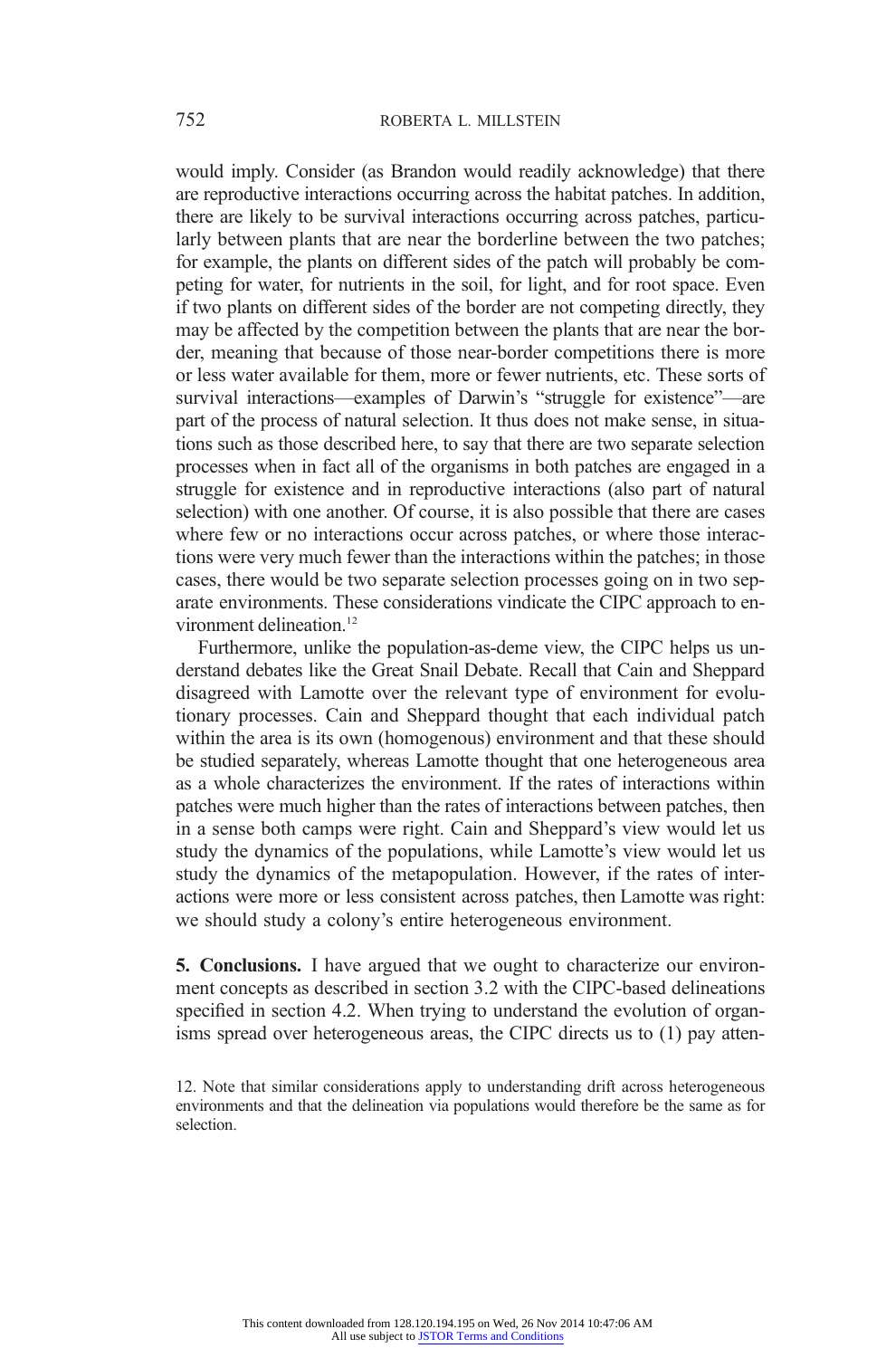would imply. Consider (as Brandon would readily acknowledge) that there are reproductive interactions occurring across the habitat patches. In addition, there are likely to be survival interactions occurring across patches, particularly between plants that are near the borderline between the two patches; for example, the plants on different sides of the patch will probably be competing for water, for nutrients in the soil, for light, and for root space. Even if two plants on different sides of the border are not competing directly, they may be affected by the competition between the plants that are near the border, meaning that because of those near-border competitions there is more or less water available for them, more or fewer nutrients, etc. These sorts of survival interactions—examples of Darwin's "struggle for existence"—are part of the process of natural selection. It thus does not make sense, in situations such as those described here, to say that there are two separate selection processes when in fact all of the organisms in both patches are engaged in a struggle for existence and in reproductive interactions (also part of natural selection) with one another. Of course, it is also possible that there are cases where few or no interactions occur across patches, or where those interactions were very much fewer than the interactions within the patches; in those cases, there would be two separate selection processes going on in two separate environments. These considerations vindicate the CIPC approach to environment delineation.[12]

Furthermore, unlike the population-as-deme view, the CIPC helps us understand debates like the Great Snail Debate. Recall that Cain and Sheppard disagreed with Lamotte over the relevant type of environment for evolutionary processes. Cain and Sheppard thought that each individual patch within the area is its own (homogenous) environment and that these should be studied separately, whereas Lamotte thought that one heterogeneous area as a whole characterizes the environment. If the rates of interactions within patches were much higher than the rates of interactions between patches, then in a sense both camps were right. Cain and Sheppard's view would let us study the dynamics of the populations, while Lamotte's view would let us study the dynamics of the metapopulation. However, if the rates of interactions were more or less consistent across patches, then Lamotte was right: we should study a colony's entire heterogeneous environment.

**5. Conclusions.** I have argued that we ought to characterize our environment concepts as described in section 3.2 with the CIPC-based delineations specified in section 4.2. When trying to understand the evolution of organisms spread over heterogeneous areas, the CIPC directs us to (1) pay atten-

12. Note that similar considerations apply to understanding drift across heterogeneous environments and that the delineation via populations would therefore be the same as for selection.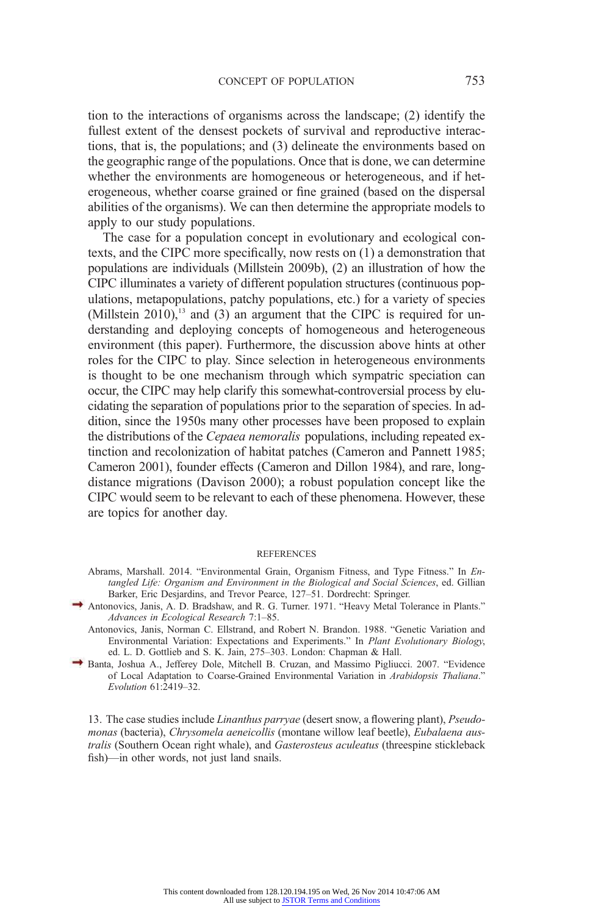tion to the interactions of organisms across the landscape; (2) identify the fullest extent of the densest pockets of survival and reproductive interactions, that is, the populations; and (3) delineate the environments based on the geographic range of the populations. Once that is done, we can determine whether the environments are homogeneous or heterogeneous, and if heterogeneous, whether coarse grained or fine grained (based on the dispersal abilities of the organisms). We can then determine the appropriate models to apply to our study populations.

The case for a population concept in evolutionary and ecological contexts, and the CIPC more specifically, now rests on (1) a demonstration that populations are individuals (Millstein 2009b), (2) an illustration of how the CIPC illuminates a variety of different population structures (continuous populations, metapopulations, patchy populations, etc.) for a variety of species (Millstein 2010),[13] and (3) an argument that the CIPC is required for understanding and deploying concepts of homogeneous and heterogeneous environment (this paper). Furthermore, the discussion above hints at other roles for the CIPC to play. Since selection in heterogeneous environments is thought to be one mechanism through which sympatric speciation can occur, the CIPC may help clarify this somewhat-controversial process by elucidating the separation of populations prior to the separation of species. In addition, since the 1950s many other processes have been proposed to explain the distributions of the *Cepaea nemoralis* populations, including repeated extinction and recolonization of habitat patches (Cameron and Pannett 1985; Cameron 2001), founder effects (Cameron and Dillon 1984), and rare, long-distance migrations (Davison 2000); a robust population concept like the CIPC would seem to be relevant to each of these phenomena. However, these are topics for another day.

## REFERENCES

Abrams, Marshall. 2014. "Environmental Grain, Organism Fitness, and Type Fitness." In *Entangled Life: Organism and Environment in the Biological and Social Sciences*, ed. Gillian Barker, Eric Desjardins, and Trevor Pearce, 127–51. Dordrecht: Springer.

Antonovics, Janis, A. D. Bradshaw, and R. G. Turner. 1971. "Heavy Metal Tolerance in Plants." *Advances in Ecological Research* 7:1–85.

Antonovics, Janis, Norman C. Ellstrand, and Robert N. Brandon. 1988. "Genetic Variation and Environmental Variation: Expectations and Experiments." In *Plant Evolutionary Biology*, ed. L. D. Gottlieb and S. K. Jain, 275–303. London: Chapman & Hall.

Banta, Joshua A., Jefferey Dole, Mitchell B. Cruzan, and Massimo Pigliucci. 2007. "Evidence of Local Adaptation to Coarse-Grained Environmental Variation in *Arabidopsis Thaliana*." *Evolution* 61:2419–32.

13. The case studies include *Linanthus parryae* (desert snow, a flowering plant), *Pseudomonas* (bacteria), *Chrysomela aeneicollis* (montane willow leaf beetle), *Eubalaena australis* (Southern Ocean right whale), and *Gasterosteus aculeatus* (threespine stickleback fish)—in other words, not just land snails.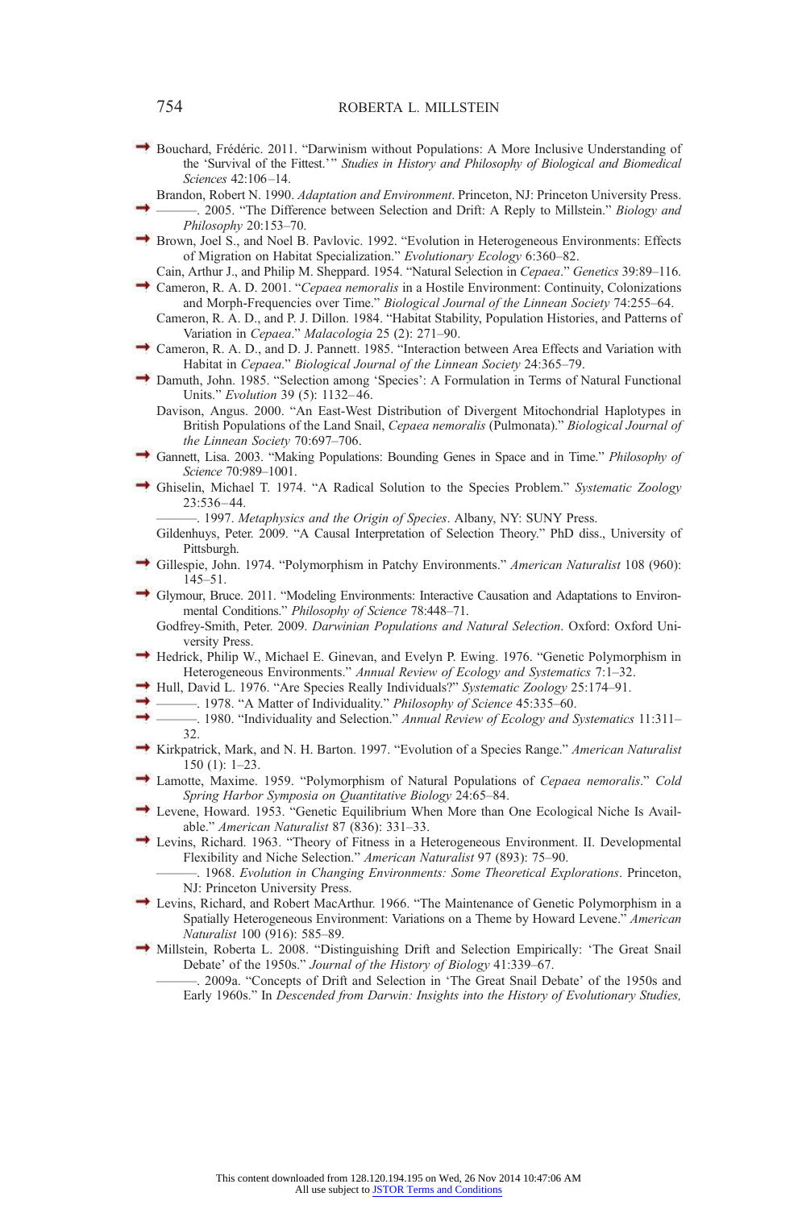Bouchard, Frédéric. 2011. "Darwinism without Populations: A More Inclusive Understanding of the 'Survival of the Fittest.'" *Studies in History and Philosophy of Biological and Biomedical Sciences* 42:106–14.

Brandon, Robert N. 1990. *Adaptation and Environment*. Princeton, NJ: Princeton University Press.

———. 2005. "The Difference between Selection and Drift: A Reply to Millstein." *Biology and Philosophy* 20:153–70.

Brown, Joel S., and Noel B. Pavlovic. 1992. "Evolution in Heterogeneous Environments: Effects of Migration on Habitat Specialization." *Evolutionary Ecology* 6:360–82.

Cain, Arthur J., and Philip M. Sheppard. 1954. "Natural Selection in *Cepaea*." *Genetics* 39:89–116.

Cameron, R. A. D. 2001. "*Cepaea nemoralis* in a Hostile Environment: Continuity, Colonizations and Morph-Frequencies over Time." *Biological Journal of the Linnean Society* 74:255–64.

Cameron, R. A. D., and P. J. Dillon. 1984. "Habitat Stability, Population Histories, and Patterns of Variation in *Cepaea*." *Malacologia* 25 (2): 271–90.

Cameron, R. A. D., and D. J. Pannett. 1985. "Interaction between Area Effects and Variation with Habitat in *Cepaea*." *Biological Journal of the Linnean Society* 24:365–79.

Damuth, John. 1985. "Selection among 'Species': A Formulation in Terms of Natural Functional Units." *Evolution* 39 (5): 1132–46.

Davison, Angus. 2000. "An East-West Distribution of Divergent Mitochondrial Haplotypes in British Populations of the Land Snail, *Cepaea nemoralis* (Pulmonata)." *Biological Journal of the Linnean Society* 70:697–706.

Gannett, Lisa. 2003. "Making Populations: Bounding Genes in Space and in Time." *Philosophy of Science* 70:989–1001.

Ghiselin, Michael T. 1974. "A Radical Solution to the Species Problem." *Systematic Zoology* 23:536–44.

———. 1997. *Metaphysics and the Origin of Species*. Albany, NY: SUNY Press.

Gildenhuys, Peter. 2009. "A Causal Interpretation of Selection Theory." PhD diss., University of Pittsburgh.

Gillespie, John. 1974. "Polymorphism in Patchy Environments." *American Naturalist* 108 (960): 145–51.

Glymour, Bruce. 2011. "Modeling Environments: Interactive Causation and Adaptations to Environmental Conditions." *Philosophy of Science* 78:448–71.

Godfrey-Smith, Peter. 2009. *Darwinian Populations and Natural Selection*. Oxford: Oxford University Press.

Hedrick, Philip W., Michael E. Ginevan, and Evelyn P. Ewing. 1976. "Genetic Polymorphism in Heterogeneous Environments." *Annual Review of Ecology and Systematics* 7:1–32.

Hull, David L. 1976. "Are Species Really Individuals?" *Systematic Zoology* 25:174–91.

———. 1978. "A Matter of Individuality." *Philosophy of Science* 45:335–60.

———. 1980. "Individuality and Selection." *Annual Review of Ecology and Systematics* 11:311–32.

Kirkpatrick, Mark, and N. H. Barton. 1997. "Evolution of a Species Range." *American Naturalist* 150 (1): 1–23.

Lamotte, Maxime. 1959. "Polymorphism of Natural Populations of *Cepaea nemoralis*." *Cold Spring Harbor Symposia on Quantitative Biology* 24:65–84.

Levene, Howard. 1953. "Genetic Equilibrium When More than One Ecological Niche Is Available." *American Naturalist* 87 (836): 331–33.

Levins, Richard. 1963. "Theory of Fitness in a Heterogeneous Environment. II. Developmental Flexibility and Niche Selection." *American Naturalist* 97 (893): 75–90.

———. 1968. *Evolution in Changing Environments: Some Theoretical Explorations*. Princeton, NJ: Princeton University Press.

Levins, Richard, and Robert MacArthur. 1966. "The Maintenance of Genetic Polymorphism in a Spatially Heterogeneous Environment: Variations on a Theme by Howard Levene." *American Naturalist* 100 (916): 585–89.

Millstein, Roberta L. 2008. "Distinguishing Drift and Selection Empirically: 'The Great Snail Debate' of the 1950s." *Journal of the History of Biology* 41:339–67.

———. 2009a. "Concepts of Drift and Selection in 'The Great Snail Debate' of the 1950s and Early 1960s." In *Descended from Darwin: Insights into the History of Evolutionary Studies,*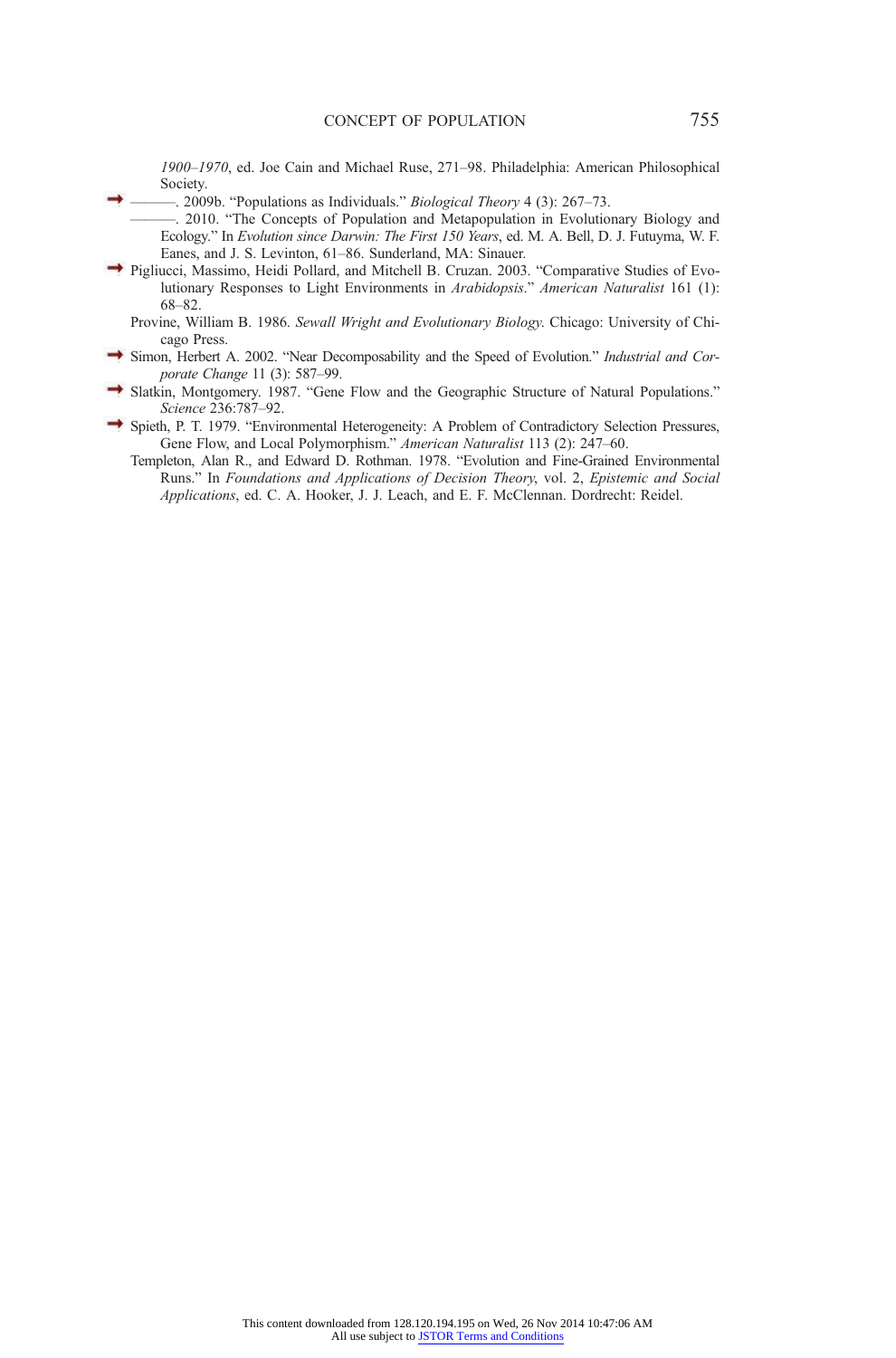*1900–1970*, ed. Joe Cain and Michael Ruse, 271–98. Philadelphia: American Philosophical Society.

———. 2009b. "Populations as Individuals." *Biological Theory* 4 (3): 267–73.

———. 2010. "The Concepts of Population and Metapopulation in Evolutionary Biology and Ecology." In *Evolution since Darwin: The First 150 Years*, ed. M. A. Bell, D. J. Futuyma, W. F. Eanes, and J. S. Levinton, 61–86. Sunderland, MA: Sinauer.

Pigliucci, Massimo, Heidi Pollard, and Mitchell B. Cruzan. 2003. "Comparative Studies of Evolutionary Responses to Light Environments in *Arabidopsis*." *American Naturalist* 161 (1): 68–82.

Provine, William B. 1986. *Sewall Wright and Evolutionary Biology*. Chicago: University of Chicago Press.

Simon, Herbert A. 2002. "Near Decomposability and the Speed of Evolution." *Industrial and Corporate Change* 11 (3): 587–99.

Slatkin, Montgomery. 1987. "Gene Flow and the Geographic Structure of Natural Populations." *Science* 236:787–92.

Spieth, P. T. 1979. "Environmental Heterogeneity: A Problem of Contradictory Selection Pressures, Gene Flow, and Local Polymorphism." *American Naturalist* 113 (2): 247–60.

Templeton, Alan R., and Edward D. Rothman. 1978. "Evolution and Fine-Grained Environmental Runs." In *Foundations and Applications of Decision Theory*, vol. 2, *Epistemic and Social Applications*, ed. C. A. Hooker, J. J. Leach, and E. F. McClennan. Dordrecht: Reidel.